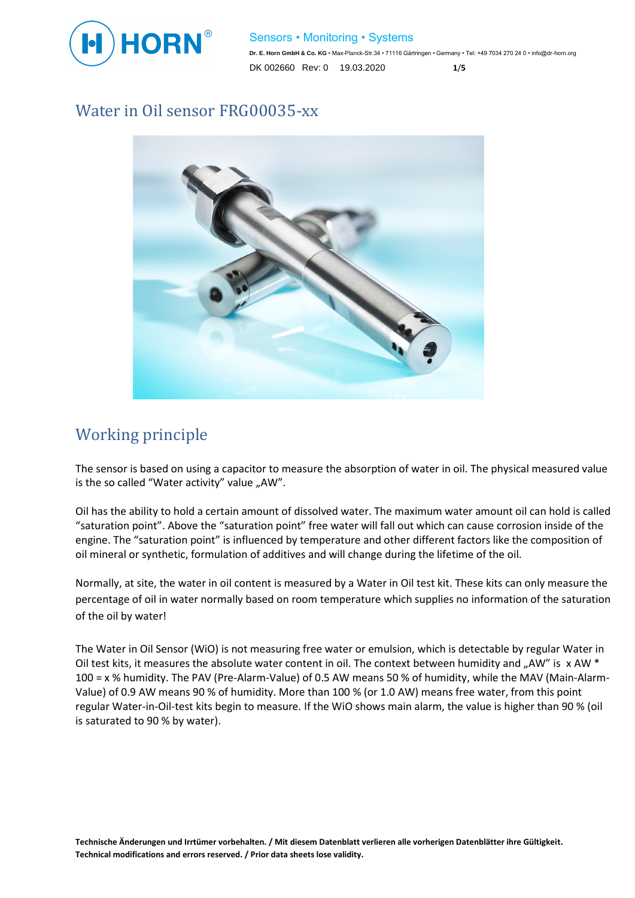# Water in Oil sensor FRG00035-xx

## Working principle

The sensor is based on using a capacitor to measure the absorption of water in oil. The physical measured value is the so called “Water activity” value „AW”.

Oil has the ability to hold a certain amount of dissolved water. The maximum water amount oil can hold is called “saturation point”. Above the “saturation point” free water will fall out which can cause corrosion inside of the engine. The “saturation point” is influenced by temperature and other different factors like the composition of oil mineral or synthetic, formulation of additives and will change during the lifetime of the oil.

Normally, at site, the water in oil content is measured by a Water in Oil test kit. These kits can only measure the percentage of oil in water normally based on room temperature which supplies no information of the saturation of the oil by water!

The Water in Oil Sensor (WiO) is not measuring free water or emulsion, which is detectable by regular Water in Oil test kits, it measures the absolute water content in oil. The context between humidity and „AW” is x AW * 100 = x % humidity. The PAV (Pre-Alarm-Value) of 0.5 AW means 50 % of humidity, while the MAV (Main-Alarm-Value) of 0.9 AW means 90 % of humidity. More than 100 % (or 1.0 AW) means free water, from this point regular Water-in-Oil-test kits begin to measure. If the WiO shows main alarm, the value is higher than 90 % (oil is saturated to 90 % by water).

**Technische Änderungen und Irrtümer vorbehalten. / Mit diesem Datenblatt verlieren alle vorherigen Datenblätter ihre Gültigkeit.**
**Technical modifications and errors reserved. / Prior data sheets lose validity.**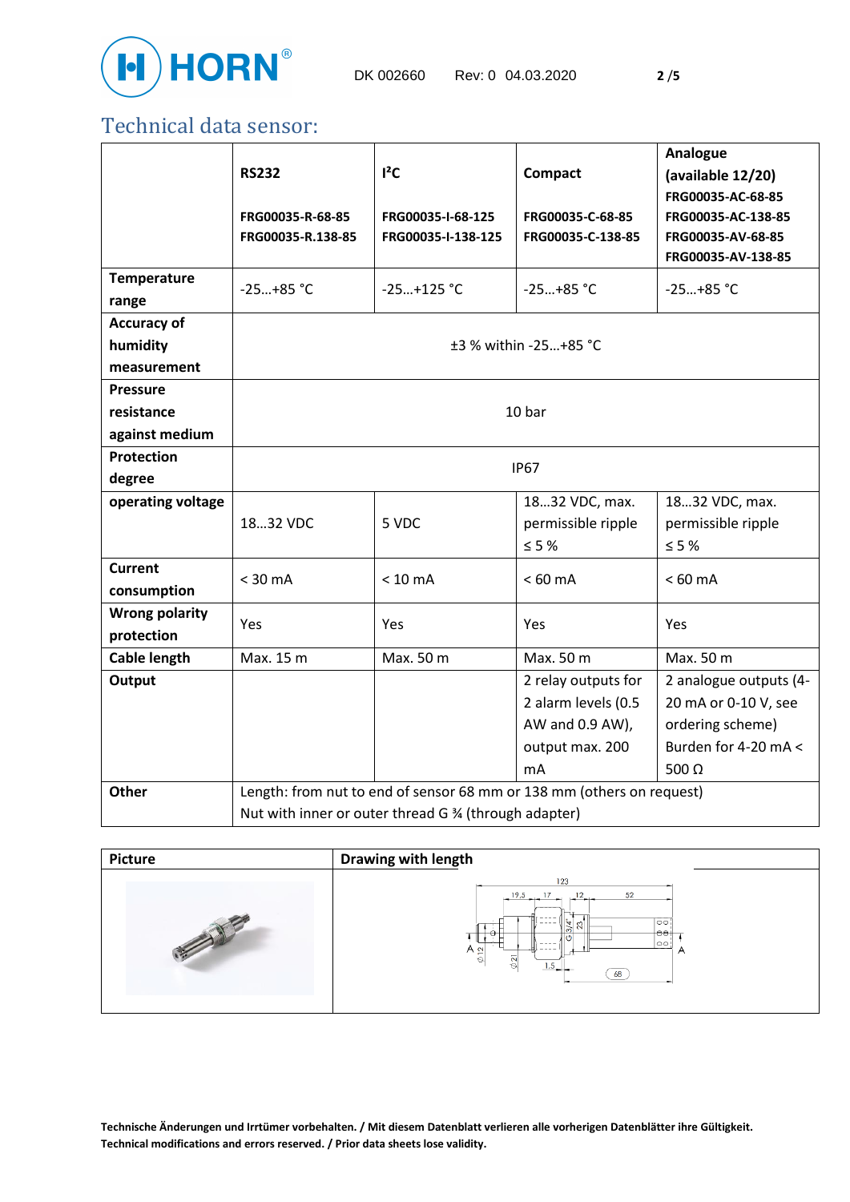## Technical data sensor:

| | **RS232**<br><br>**FRG00035-R-68-85**<br>**FRG00035-R.138-85** | **I²C**<br><br>**FRG00035-I-68-125**<br>**FRG00035-I-138-125** | **Compact**<br><br>**FRG00035-C-68-85**<br>**FRG00035-C-138-85** | **Analogue (available 12/20)**<br>**FRG00035-AC-68-85**<br>**FRG00035-AC-138-85**<br>**FRG00035-AV-68-85**<br>**FRG00035-AV-138-85** |
|---|---|---|---|---|
| **Temperature range** | -25…+85 °C | -25…+125 °C | -25…+85 °C | -25…+85 °C |
| **Accuracy of humidity measurement** | ±3 % within -25…+85 °C | | | |
| **Pressure resistance against medium** | 10 bar | | | |
| **Protection degree** | IP67 | | | |
| **operating voltage** | 18…32 VDC | 5 VDC | 18…32 VDC, max. permissible ripple ≤ 5 % | 18…32 VDC, max. permissible ripple ≤ 5 % |
| **Current consumption** | < 30 mA | < 10 mA | < 60 mA | < 60 mA |
| **Wrong polarity protection** | Yes | Yes | Yes | Yes |
| **Cable length** | Max. 15 m | Max. 50 m | Max. 50 m | Max. 50 m |
| **Output** | | | 2 relay outputs for 2 alarm levels (0.5 AW and 0.9 AW), output max. 200 mA | 2 analogue outputs (4-20 mA or 0-10 V, see ordering scheme) Burden for 4-20 mA < 500 Ω |
| **Other** | Length: from nut to end of sensor 68 mm or 138 mm (others on request)<br>Nut with inner or outer thread G ¾ (through adapter) | | | |

| **Picture** | **Drawing with length** |
|---|---|
| | |

**Technische Änderungen und Irrtümer vorbehalten. / Mit diesem Datenblatt verlieren alle vorherigen Datenblätter ihre Gültigkeit.**
**Technical modifications and errors reserved. / Prior data sheets lose validity.**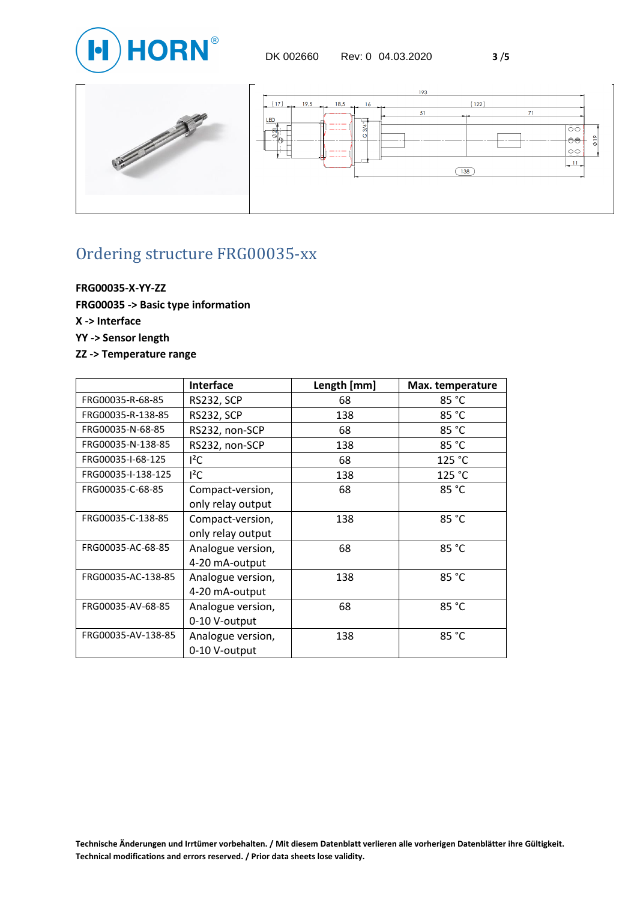# Ordering structure FRG00035-xx

**FRG00035-X-YY-ZZ**
**FRG00035 -> Basic type information**
**X -> Interface**
**YY -> Sensor length**
**ZZ -> Temperature range**

| | Interface | Length [mm] | Max. temperature |
|---|---|---|---|
| FRG00035-R-68-85 | RS232, SCP | 68 | 85 °C |
| FRG00035-R-138-85 | RS232, SCP | 138 | 85 °C |
| FRG00035-N-68-85 | RS232, non-SCP | 68 | 85 °C |
| FRG00035-N-138-85 | RS232, non-SCP | 138 | 85 °C |
| FRG00035-I-68-125 | $I^2C$ | 68 | 125 °C |
| FRG00035-I-138-125 | $I^2C$ | 138 | 125 °C |
| FRG00035-C-68-85 | Compact-version, only relay output | 68 | 85 °C |
| FRG00035-C-138-85 | Compact-version, only relay output | 138 | 85 °C |
| FRG00035-AC-68-85 | Analogue version, 4-20 mA-output | 68 | 85 °C |
| FRG00035-AC-138-85 | Analogue version, 4-20 mA-output | 138 | 85 °C |
| FRG00035-AV-68-85 | Analogue version, 0-10 V-output | 68 | 85 °C |
| FRG00035-AV-138-85 | Analogue version, 0-10 V-output | 138 | 85 °C |

**Technische Änderungen und Irrtümer vorbehalten. / Mit diesem Datenblatt verlieren alle vorherigen Datenblätter ihre Gültigkeit.**
**Technical modifications and errors reserved. / Prior data sheets lose validity.**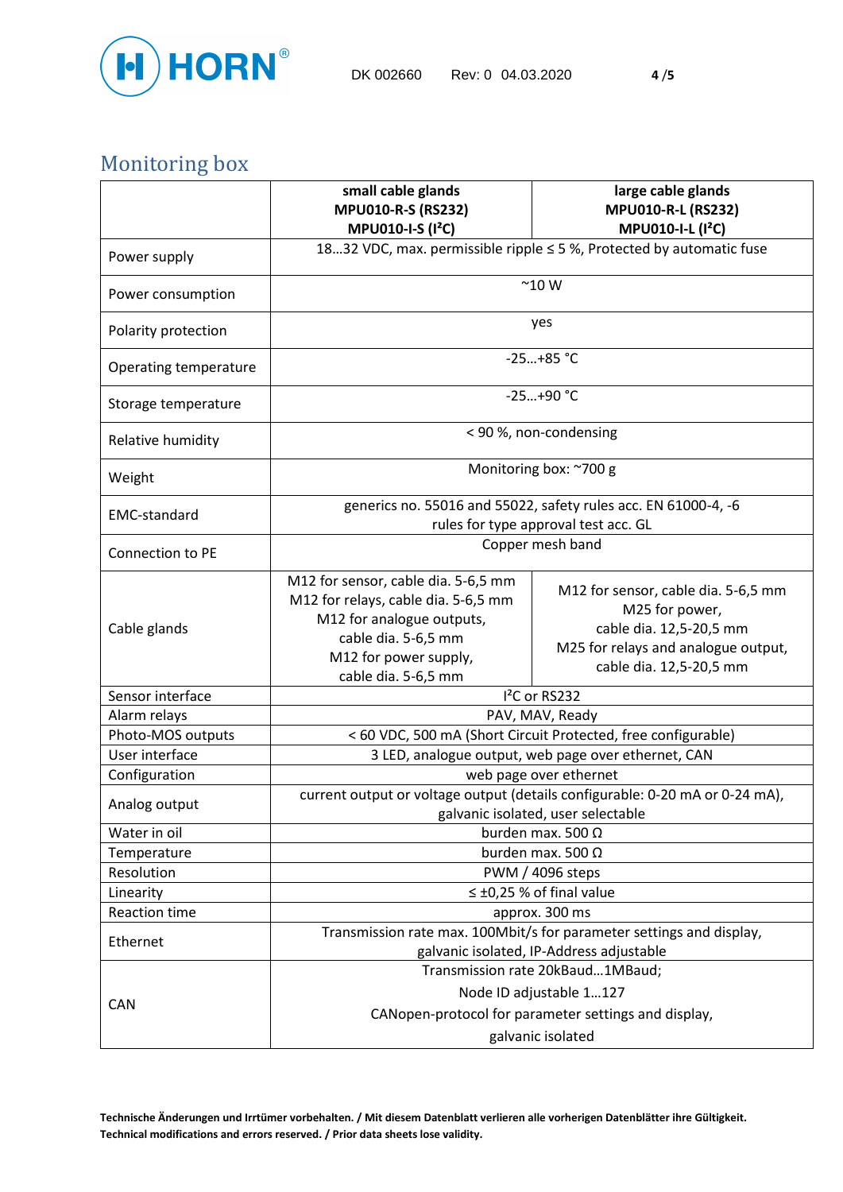## Monitoring box

| | small cable glands<br>MPU010-R-S (RS232)<br>MPU010-I-S ($I^2C$) | large cable glands<br>MPU010-R-L (RS232)<br>MPU010-I-L ($I^2C$) |
|---|---|---|
| Power supply | 18…32 VDC, max. permissible ripple ≤ 5 %, Protected by automatic fuse | |
| Power consumption | ~10 W | |
| Polarity protection | yes | |
| Operating temperature | -25…+85 °C | |
| Storage temperature | -25…+90 °C | |
| Relative humidity | < 90 %, non-condensing | |
| Weight | Monitoring box: ~700 g | |
| EMC-standard | generics no. 55016 and 55022, safety rules acc. EN 61000-4, -6<br>rules for type approval test acc. GL | |
| Connection to PE | Copper mesh band | |
| Cable glands | M12 for sensor, cable dia. 5-6,5 mm<br>M12 for relays, cable dia. 5-6,5 mm<br>M12 for analogue outputs,<br>cable dia. 5-6,5 mm<br>M12 for power supply,<br>cable dia. 5-6,5 mm | M12 for sensor, cable dia. 5-6,5 mm<br>M25 for power,<br>cable dia. 12,5-20,5 mm<br>M25 for relays and analogue output,<br>cable dia. 12,5-20,5 mm |
| Sensor interface | $I^2C$ or RS232 | |
| Alarm relays | PAV, MAV, Ready | |
| Photo-MOS outputs | < 60 VDC, 500 mA (Short Circuit Protected, free configurable) | |
| User interface | 3 LED, analogue output, web page over ethernet, CAN | |
| Configuration | web page over ethernet | |
| Analog output | current output or voltage output (details configurable: 0-20 mA or 0-24 mA),<br>galvanic isolated, user selectable | |
| Water in oil | burden max. 500 Ω | |
| Temperature | burden max. 500 Ω | |
| Resolution | PWM / 4096 steps | |
| Linearity | ≤ ±0,25 % of final value | |
| Reaction time | approx. 300 ms | |
| Ethernet | Transmission rate max. 100Mbit/s for parameter settings and display,<br>galvanic isolated, IP-Address adjustable | |
| CAN | Transmission rate 20kBaud…1MBaud;<br>Node ID adjustable 1…127<br>CANopen-protocol for parameter settings and display,<br>galvanic isolated | |

**Technische Änderungen und Irrtümer vorbehalten. / Mit diesem Datenblatt verlieren alle vorherigen Datenblätter ihre Gültigkeit.**
**Technical modifications and errors reserved. / Prior data sheets lose validity.**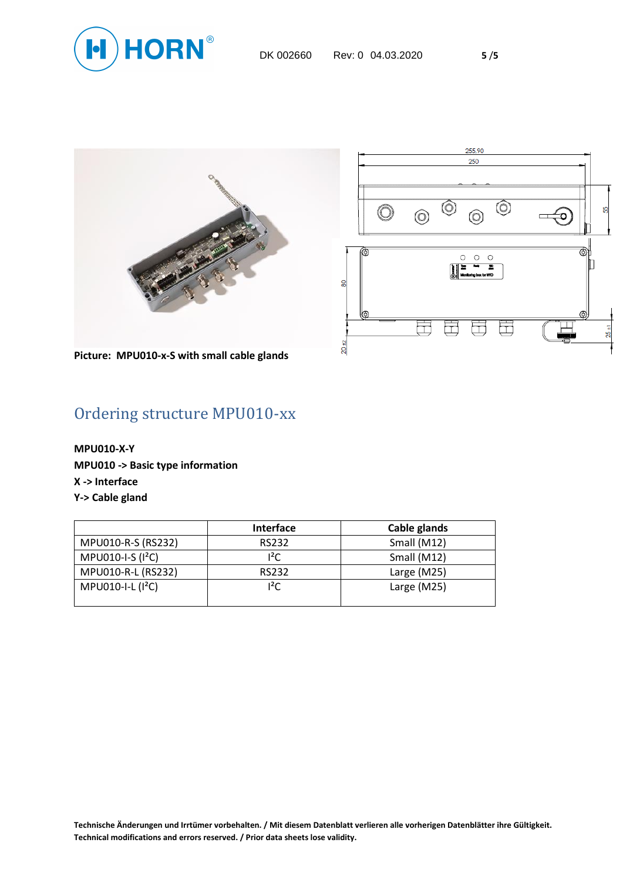Picture: MPU010-x-S with small cable glands

## Ordering structure MPU010-xx

**MPU010-X-Y**
**MPU010 -> Basic type information**
**X -> Interface**
**Y-> Cable gland**

| | Interface | Cable glands |
|---|---|---|
| MPU010-R-S (RS232) | RS232 | Small (M12) |
| MPU010-I-S (I²C) | I²C | Small (M12) |
| MPU010-R-L (RS232) | RS232 | Large (M25) |
| MPU010-I-L (I²C) | I²C | Large (M25) |

**Technische Änderungen und Irrtümer vorbehalten. / Mit diesem Datenblatt verlieren alle vorherigen Datenblätter ihre Gültigkeit.**
**Technical modifications and errors reserved. / Prior data sheets lose validity.**